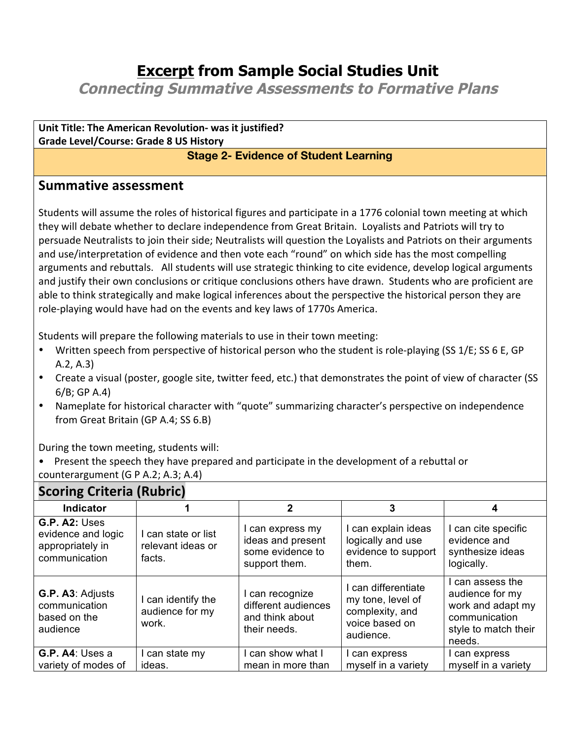# **Excerpt** from Sample Social Studies Unit

## *Connecting Summative Assessments to Formative Plans*

**Unit Title: The American Revolution- was it justified?**
**Grade Level/Course: Grade 8 US History**

**Stage 2- Evidence of Student Learning**

## Summative assessment

Students will assume the roles of historical figures and participate in a 1776 colonial town meeting at which they will debate whether to declare independence from Great Britain. Loyalists and Patriots will try to persuade Neutralists to join their side; Neutralists will question the Loyalists and Patriots on their arguments and use/interpretation of evidence and then vote each "round" on which side has the most compelling arguments and rebuttals. All students will use strategic thinking to cite evidence, develop logical arguments and justify their own conclusions or critique conclusions others have drawn. Students who are proficient are able to think strategically and make logical inferences about the perspective the historical person they are role-playing would have had on the events and key laws of 1770s America.

Students will prepare the following materials to use in their town meeting:

- Written speech from perspective of historical person who the student is role-playing (SS 1/E; SS 6 E, GP A.2, A.3)
- Create a visual (poster, google site, twitter feed, etc.) that demonstrates the point of view of character (SS 6/B; GP A.4)
- Nameplate for historical character with "quote" summarizing character's perspective on independence from Great Britain (GP A.4; SS 6.B)

During the town meeting, students will:

- Present the speech they have prepared and participate in the development of a rebuttal or counterargument (G P A.2; A.3; A.4)

## Scoring Criteria (Rubric)

| Indicator | 1 | 2 | 3 | 4 |
|---|---|---|---|---|
| **G.P. A2:** Uses evidence and logic appropriately in communication | I can state or list relevant ideas or facts. | I can express my ideas and present some evidence to support them. | I can explain ideas logically and use evidence to support them. | I can cite specific evidence and synthesize ideas logically. |
| **G.P. A3**: Adjusts communication based on the audience | I can identify the audience for my work. | I can recognize different audiences and think about their needs. | I can differentiate my tone, level of complexity, and voice based on audience. | I can assess the audience for my work and adapt my communication style to match their needs. |
| **G.P. A4**: Uses a variety of modes of | I can state my ideas. | I can show what I mean in more than | I can express myself in a variety | I can express myself in a variety |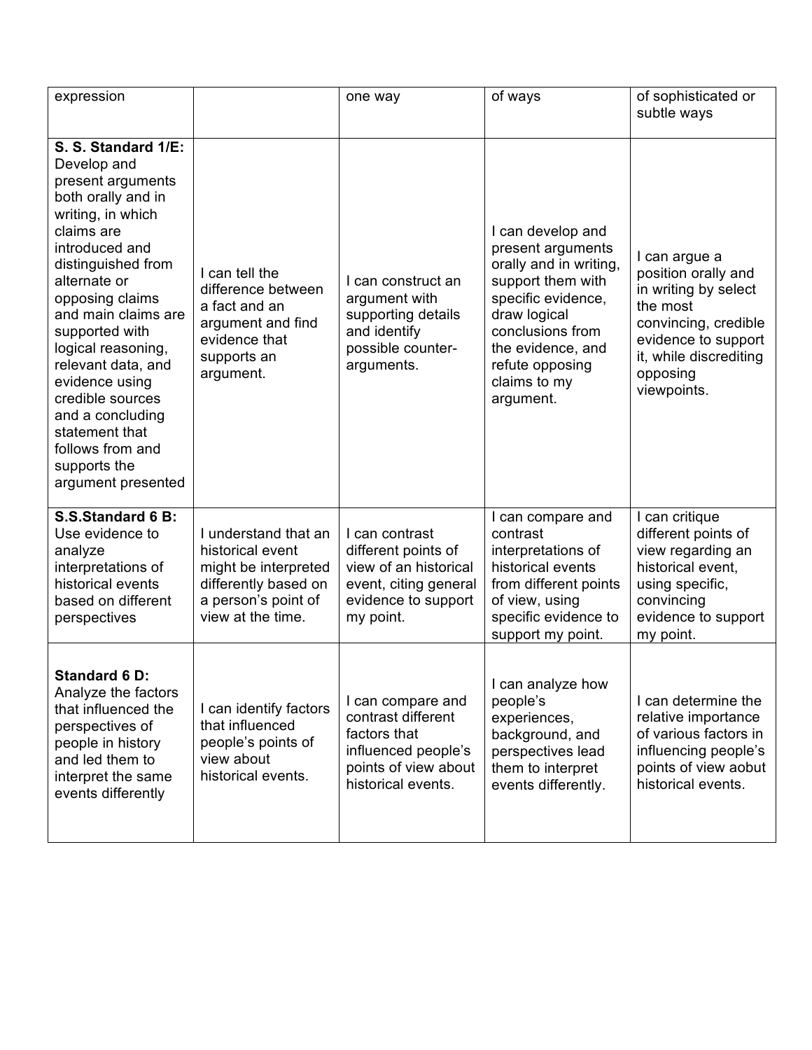| expression | | one way | of ways | of sophisticated or subtle ways |
|---|---|---|---|---|
| **S. S. Standard 1/E:** Develop and present arguments both orally and in writing, in which claims are introduced and distinguished from alternate or opposing claims and main claims are supported with logical reasoning, relevant data, and evidence using credible sources and a concluding statement that follows from and supports the argument presented | I can tell the difference between a fact and an argument and find evidence that supports an argument. | I can construct an argument with supporting details and identify possible counter-arguments. | I can develop and present arguments orally and in writing, support them with specific evidence, draw logical conclusions from the evidence, and refute opposing claims to my argument. | I can argue a position orally and in writing by select the most convincing, credible evidence to support it, while discrediting opposing viewpoints. |
| **S.S.Standard 6 B:** Use evidence to analyze interpretations of historical events based on different perspectives | I understand that an historical event might be interpreted differently based on a person's point of view at the time. | I can contrast different points of view of an historical event, citing general evidence to support my point. | I can compare and contrast interpretations of historical events from different points of view, using specific evidence to support my point. | I can critique different points of view regarding an historical event, using specific, convincing evidence to support my point. |
| **Standard 6 D:** Analyze the factors that influenced the perspectives of people in history and led them to interpret the same events differently | I can identify factors that influenced people's points of view about historical events. | I can compare and contrast different factors that influenced people's points of view about historical events. | I can analyze how people's experiences, background, and perspectives lead them to interpret events differently. | I can determine the relative importance of various factors in influencing people's points of view aobut historical events. |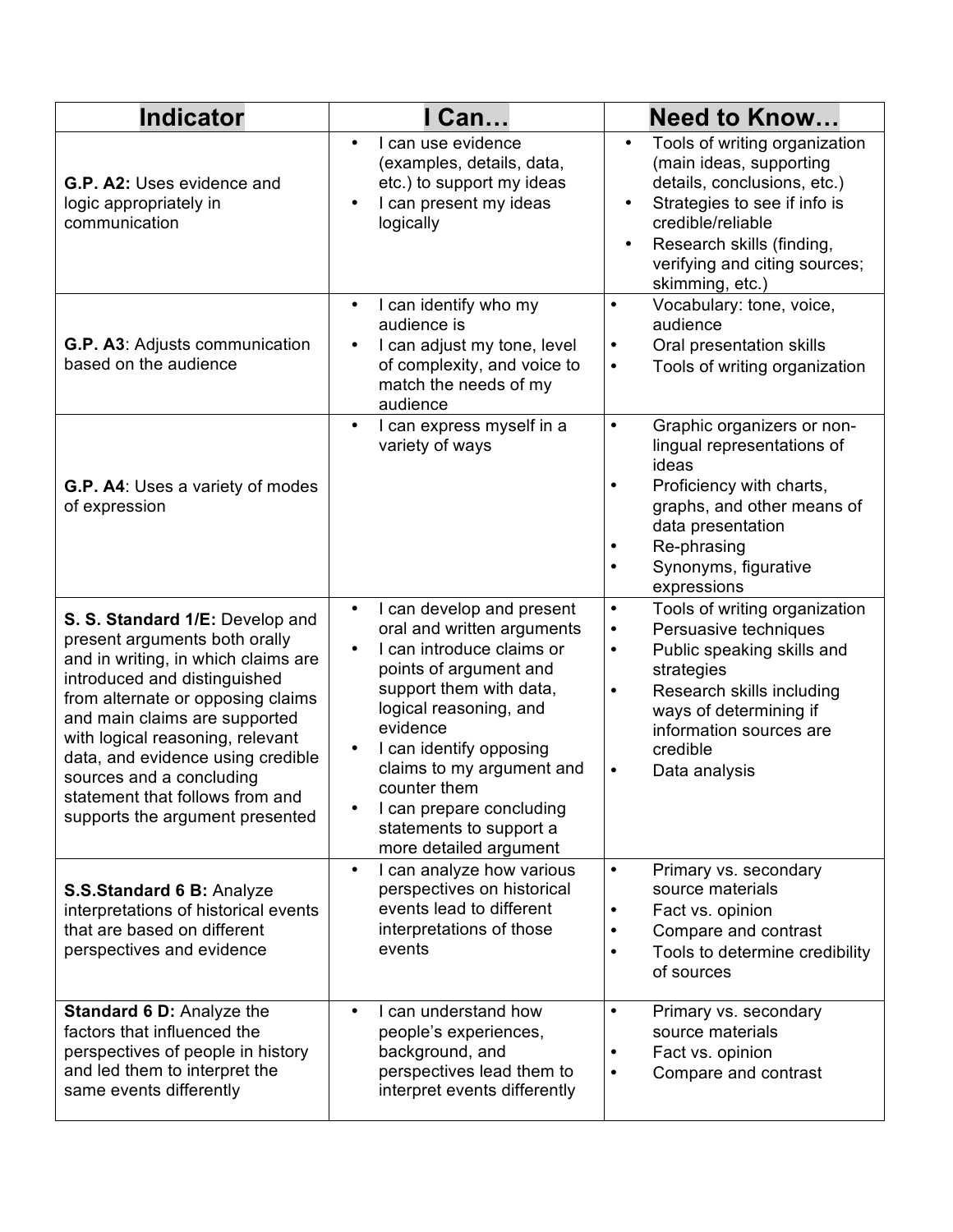| Indicator | I Can… | Need to Know… |
|---|---|---|
| **G.P. A2:** Uses evidence and logic appropriately in communication | • I can use evidence (examples, details, data, etc.) to support my ideas<br>• I can present my ideas logically | • Tools of writing organization (main ideas, supporting details, conclusions, etc.)<br>• Strategies to see if info is credible/reliable<br>• Research skills (finding, verifying and citing sources; skimming, etc.) |
| **G.P. A3**: Adjusts communication based on the audience | • I can identify who my audience is<br>• I can adjust my tone, level of complexity, and voice to match the needs of my audience | • Vocabulary: tone, voice, audience<br>• Oral presentation skills<br>• Tools of writing organization |
| **G.P. A4**: Uses a variety of modes of expression | • I can express myself in a variety of ways | • Graphic organizers or non-lingual representations of ideas<br>• Proficiency with charts, graphs, and other means of data presentation<br>• Re-phrasing<br>• Synonyms, figurative expressions |
| **S. S. Standard 1/E:** Develop and present arguments both orally and in writing, in which claims are introduced and distinguished from alternate or opposing claims and main claims are supported with logical reasoning, relevant data, and evidence using credible sources and a concluding statement that follows from and supports the argument presented | • I can develop and present oral and written arguments<br>• I can introduce claims or points of argument and support them with data, logical reasoning, and evidence<br>• I can identify opposing claims to my argument and counter them<br>• I can prepare concluding statements to support a more detailed argument | • Tools of writing organization<br>• Persuasive techniques<br>• Public speaking skills and strategies<br>• Research skills including ways of determining if information sources are credible<br>• Data analysis |
| **S.S.Standard 6 B:** Analyze interpretations of historical events that are based on different perspectives and evidence | • I can analyze how various perspectives on historical events lead to different interpretations of those events | • Primary vs. secondary source materials<br>• Fact vs. opinion<br>• Compare and contrast<br>• Tools to determine credibility of sources |
| **Standard 6 D:** Analyze the factors that influenced the perspectives of people in history and led them to interpret the same events differently | • I can understand how people's experiences, background, and perspectives lead them to interpret events differently | • Primary vs. secondary source materials<br>• Fact vs. opinion<br>• Compare and contrast |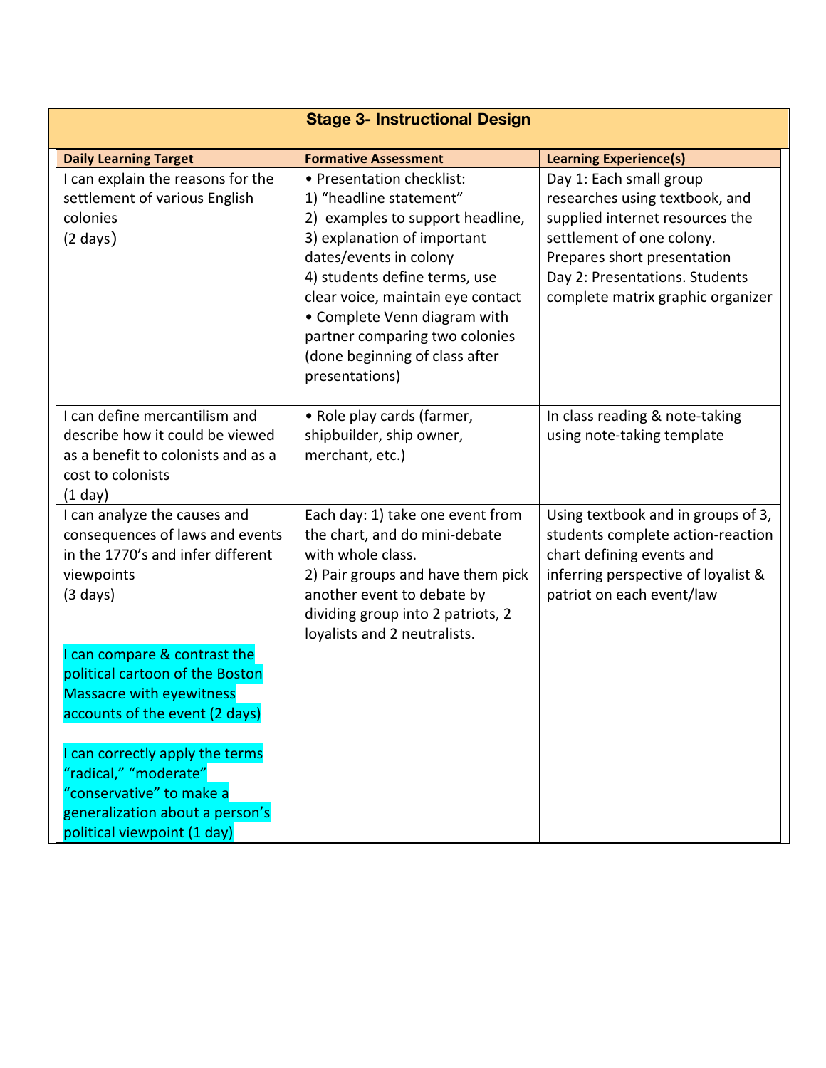| Stage 3- Instructional Design | | |
|---|---|---|
| **Daily Learning Target** | **Formative Assessment** | **Learning Experience(s)** |
| I can explain the reasons for the settlement of various English colonies (2 days) | • Presentation checklist: 1) "headline statement" 2) examples to support headline, 3) explanation of important dates/events in colony 4) students define terms, use clear voice, maintain eye contact • Complete Venn diagram with partner comparing two colonies (done beginning of class after presentations) | Day 1: Each small group researches using textbook, and supplied internet resources the settlement of one colony. Prepares short presentation Day 2: Presentations. Students complete matrix graphic organizer |
| I can define mercantilism and describe how it could be viewed as a benefit to colonists and as a cost to colonists (1 day) | • Role play cards (farmer, shipbuilder, ship owner, merchant, etc.) | In class reading & note-taking using note-taking template |
| I can analyze the causes and consequences of laws and events in the 1770's and infer different viewpoints (3 days) | Each day: 1) take one event from the chart, and do mini-debate with whole class. 2) Pair groups and have them pick another event to debate by dividing group into 2 patriots, 2 loyalists and 2 neutralists. | Using textbook and in groups of 3, students complete action-reaction chart defining events and inferring perspective of loyalist & patriot on each event/law |
| I can compare & contrast the political cartoon of the Boston Massacre with eyewitness accounts of the event (2 days) | | |
| I can correctly apply the terms "radical," "moderate" "conservative" to make a generalization about a person's political viewpoint (1 day) | | |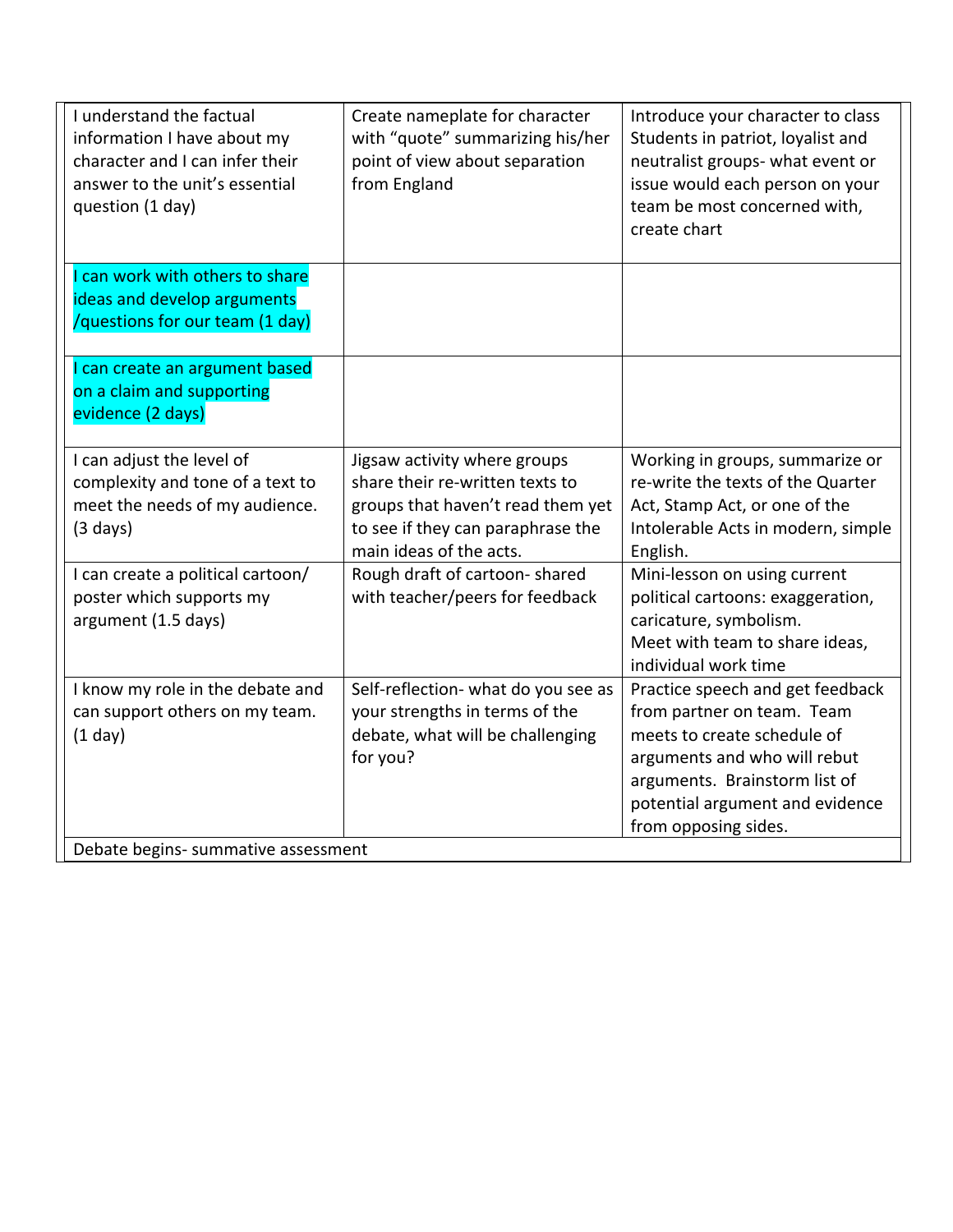| | | |
|---|---|---|
| I understand the factual information I have about my character and I can infer their answer to the unit's essential question (1 day) | Create nameplate for character with "quote" summarizing his/her point of view about separation from England | Introduce your character to class Students in patriot, loyalist and neutralist groups- what event or issue would each person on your team be most concerned with, create chart |
| I can work with others to share ideas and develop arguments /questions for our team (1 day) | | |
| I can create an argument based on a claim and supporting evidence (2 days) | | |
| I can adjust the level of complexity and tone of a text to meet the needs of my audience. (3 days) | Jigsaw activity where groups share their re-written texts to groups that haven't read them yet to see if they can paraphrase the main ideas of the acts. | Working in groups, summarize or re-write the texts of the Quarter Act, Stamp Act, or one of the Intolerable Acts in modern, simple English. |
| I can create a political cartoon/ poster which supports my argument (1.5 days) | Rough draft of cartoon- shared with teacher/peers for feedback | Mini-lesson on using current political cartoons: exaggeration, caricature, symbolism.<br>Meet with team to share ideas, individual work time |
| I know my role in the debate and can support others on my team. (1 day) | Self-reflection- what do you see as your strengths in terms of the debate, what will be challenging for you? | Practice speech and get feedback from partner on team. Team meets to create schedule of arguments and who will rebut arguments. Brainstorm list of potential argument and evidence from opposing sides. |
| Debate begins- summative assessment | | |